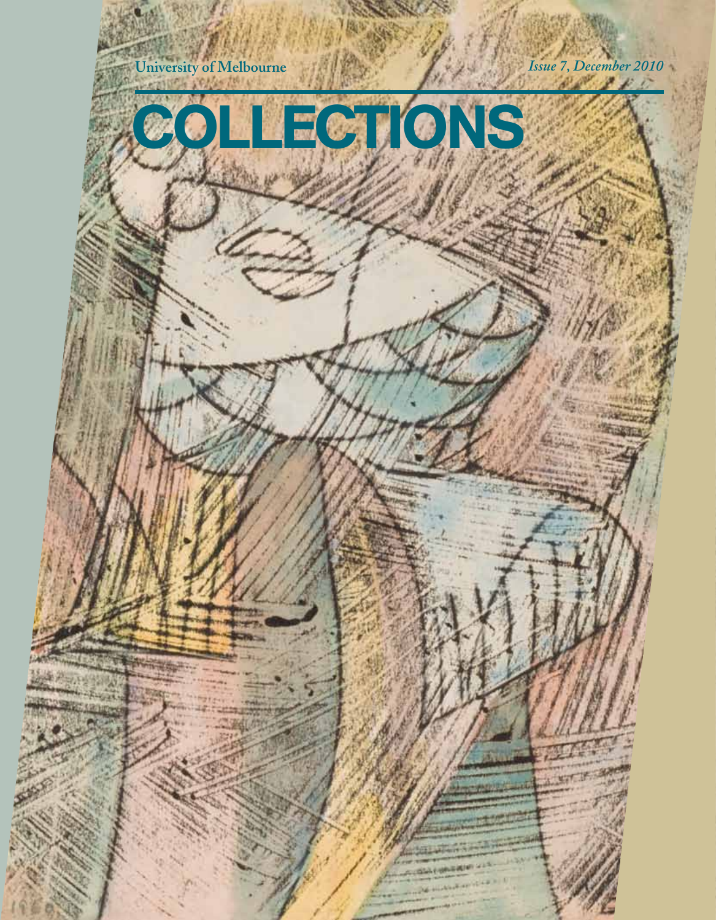University of Melbourne

*Issue 7, December 2010*

# COLLECTIONS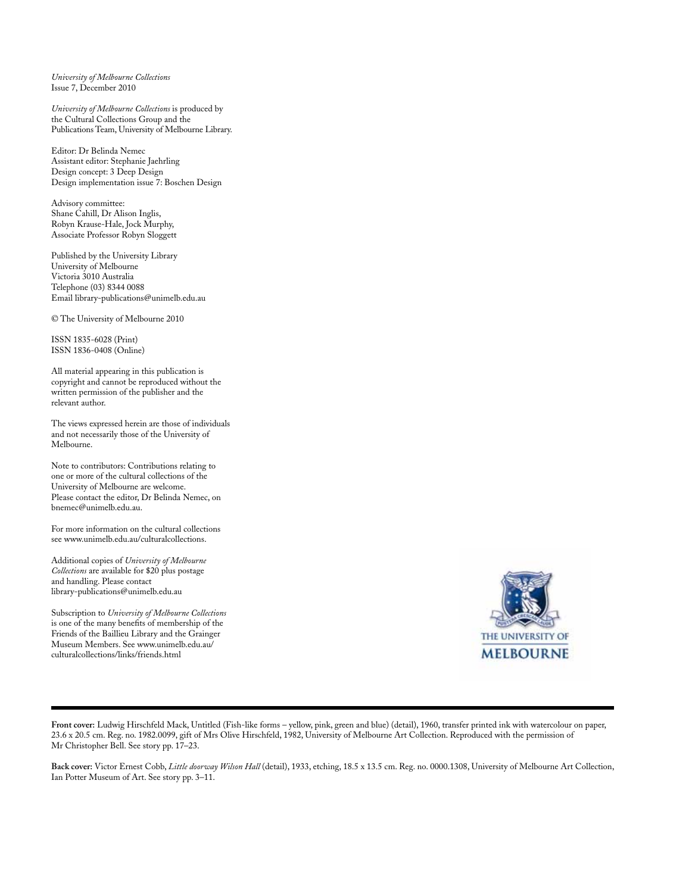*University of Melbourne Collections*
Issue 7, December 2010

*University of Melbourne Collections* is produced by the Cultural Collections Group and the Publications Team, University of Melbourne Library.

Editor: Dr Belinda Nemec
Assistant editor: Stephanie Jaehrling
Design concept: 3 Deep Design
Design implementation issue 7: Boschen Design

Advisory committee:
Shane Cahill, Dr Alison Inglis, Robyn Krause-Hale, Jock Murphy, Associate Professor Robyn Sloggett

Published by the University Library
University of Melbourne
Victoria 3010 Australia
Telephone (03) 8344 0088
Email library-publications@unimelb.edu.au

© The University of Melbourne 2010

ISSN 1835-6028 (Print)
ISSN 1836-0408 (Online)

All material appearing in this publication is copyright and cannot be reproduced without the written permission of the publisher and the relevant author.

The views expressed herein are those of individuals and not necessarily those of the University of Melbourne.

Note to contributors: Contributions relating to one or more of the cultural collections of the University of Melbourne are welcome. Please contact the editor, Dr Belinda Nemec, on bnemec@unimelb.edu.au.

For more information on the cultural collections see www.unimelb.edu.au/culturalcollections.

Additional copies of *University of Melbourne Collections* are available for $20 plus postage and handling. Please contact library-publications@unimelb.edu.au

Subscription to *University of Melbourne Collections* is one of the many benefits of membership of the Friends of the Baillieu Library and the Grainger Museum Members. See www.unimelb.edu.au/culturalcollections/links/friends.html

THE UNIVERSITY OF MELBOURNE

**Front cover:** Ludwig Hirschfeld Mack, Untitled (Fish-like forms – yellow, pink, green and blue) (detail), 1960, transfer printed ink with watercolour on paper, 23.6 x 20.5 cm. Reg. no. 1982.0099, gift of Mrs Olive Hirschfeld, 1982, University of Melbourne Art Collection. Reproduced with the permission of Mr Christopher Bell. See story pp. 17–23.

**Back cover:** Victor Ernest Cobb, *Little doorway Wilson Hall* (detail), 1933, etching, 18.5 x 13.5 cm. Reg. no. 0000.1308, University of Melbourne Art Collection, Ian Potter Museum of Art. See story pp. 3–11.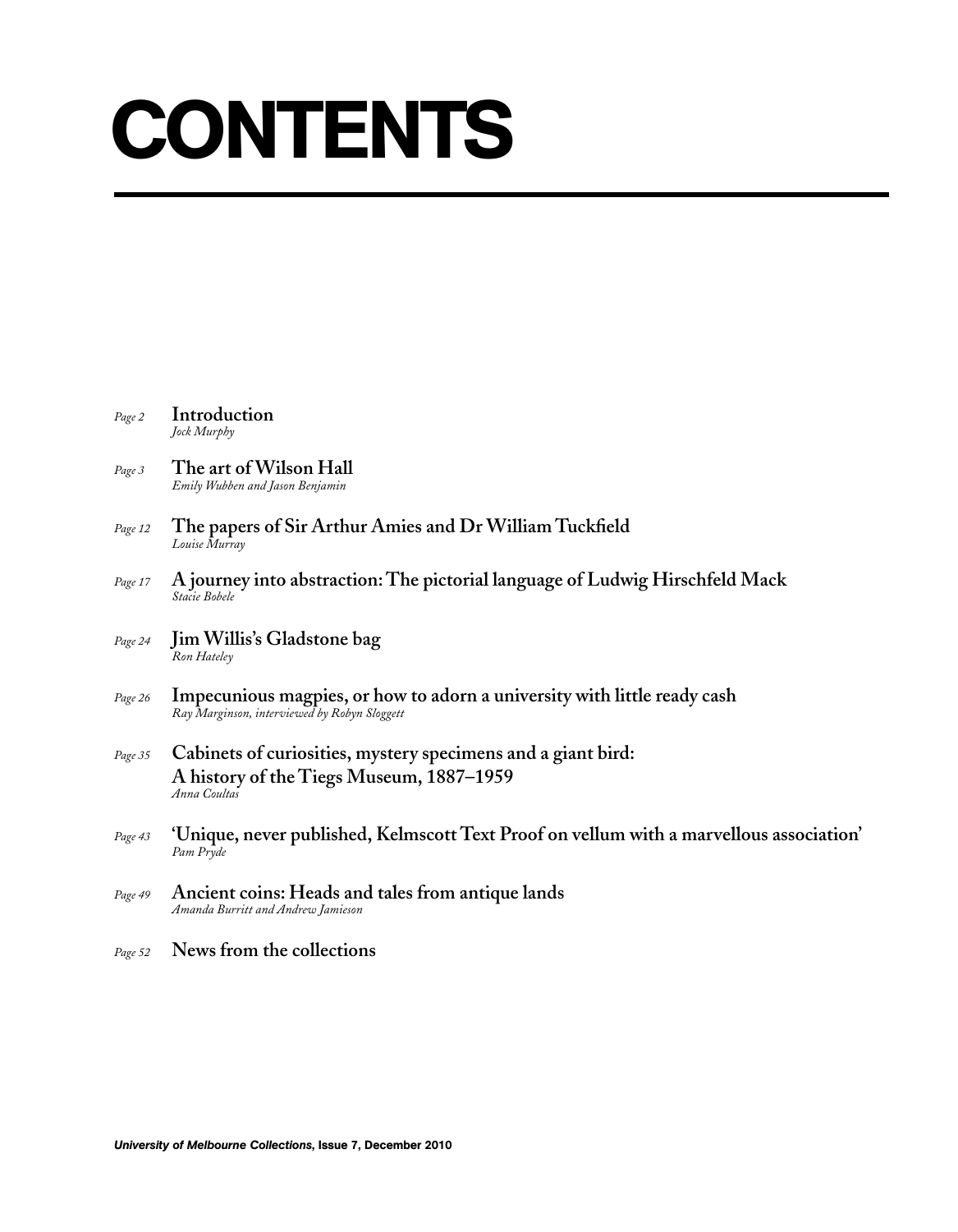# CONTENTS

*Page 2* **Introduction**
*Jock Murphy*

*Page 3* **The art of Wilson Hall**
*Emily Wubben and Jason Benjamin*

*Page 12* **The papers of Sir Arthur Amies and Dr William Tuckfield**
*Louise Murray*

*Page 17* **A journey into abstraction: The pictorial language of Ludwig Hirschfeld Mack**
*Stacie Bobele*

*Page 24* **Jim Willis's Gladstone bag**
*Ron Hateley*

*Page 26* **Impecunious magpies, or how to adorn a university with little ready cash**
*Ray Marginson, interviewed by Robyn Sloggett*

*Page 35* **Cabinets of curiosities, mystery specimens and a giant bird: A history of the Tiegs Museum, 1887–1959**
*Anna Coultas*

*Page 43* **'Unique, never published, Kelmscott Text Proof on vellum with a marvellous association'**
*Pam Pryde*

*Page 49* **Ancient coins: Heads and tales from antique lands**
*Amanda Burritt and Andrew Jamieson*

*Page 52* **News from the collections**

***University of Melbourne Collections*, Issue 7, December 2010**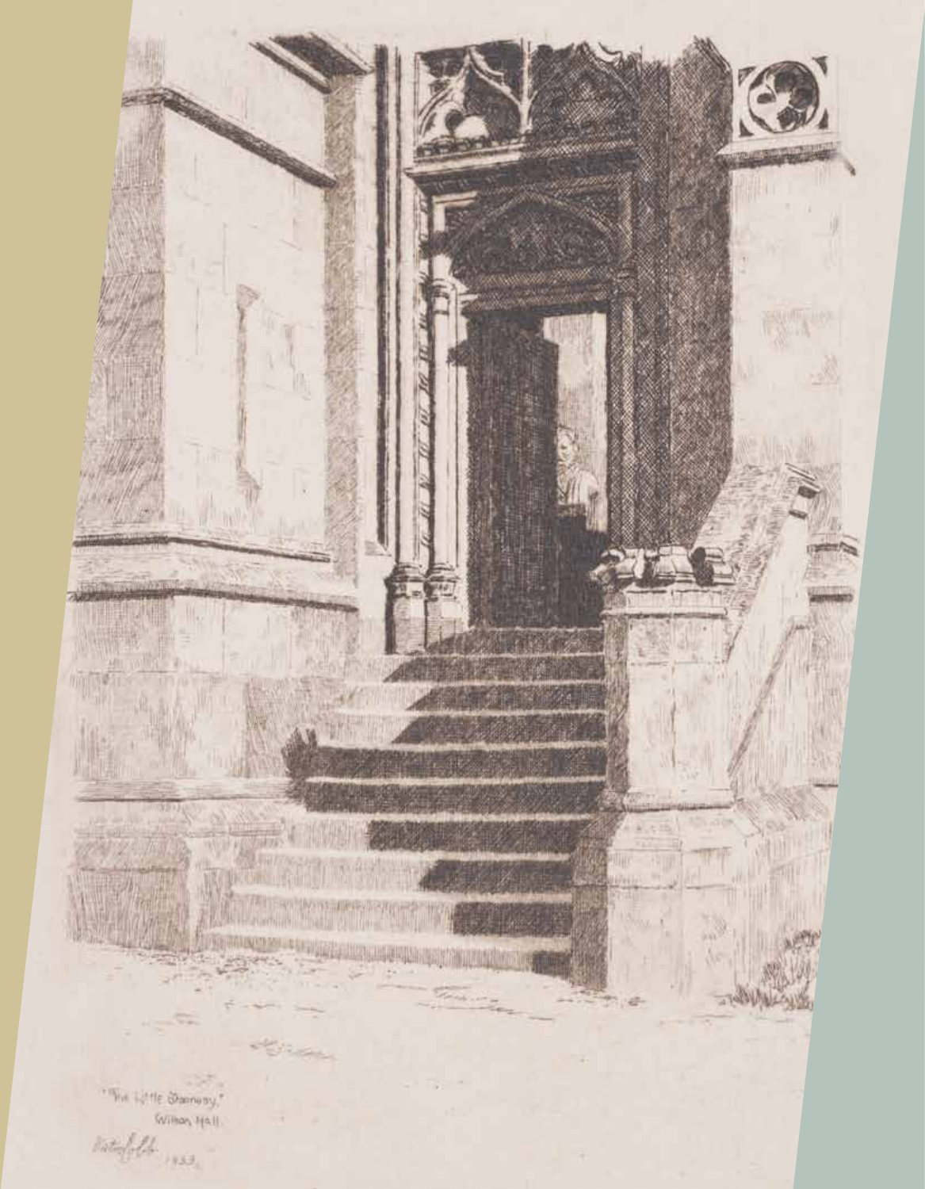"The Little Stairway,"
Wilton Hall

1933